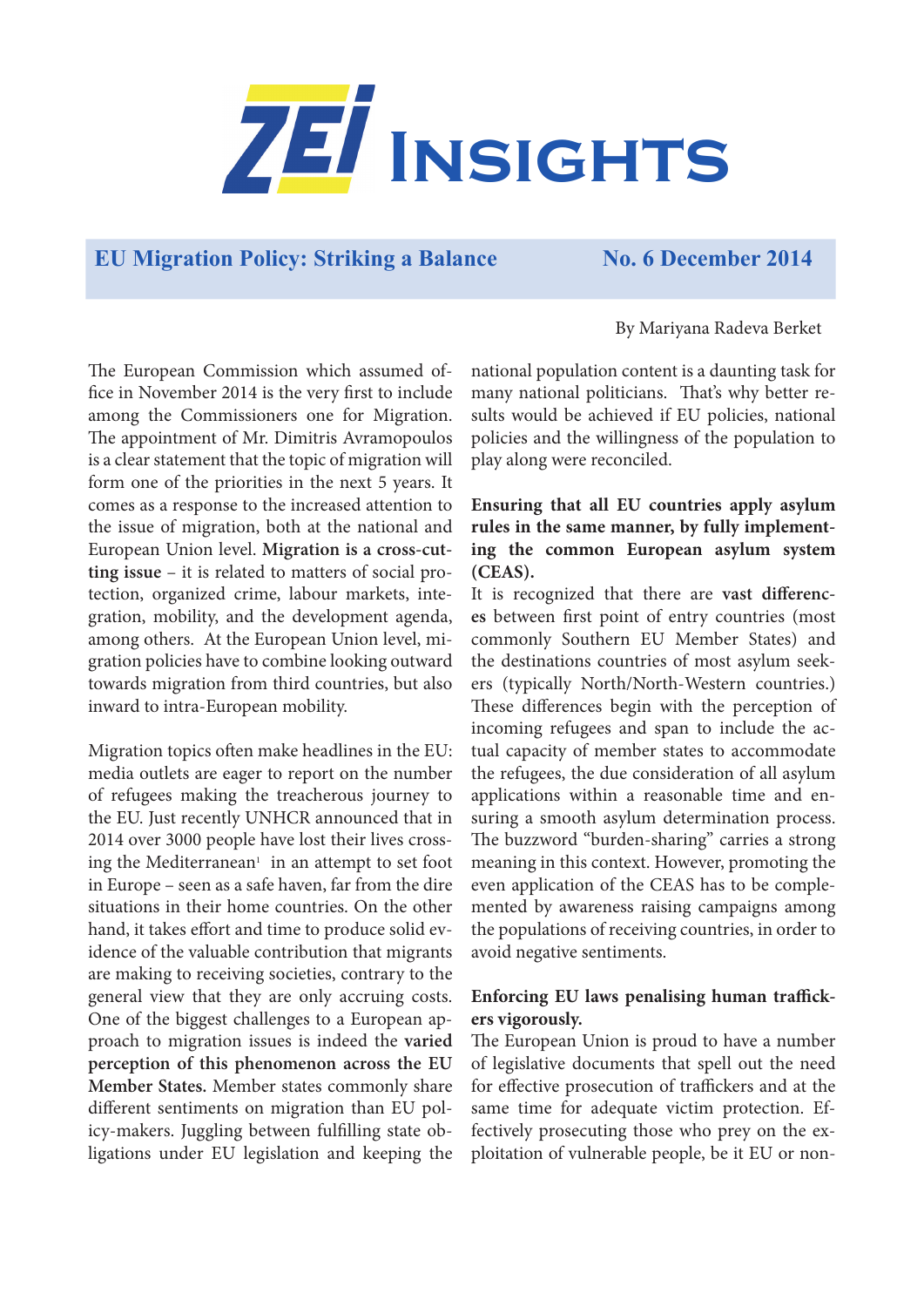# ZEI Insights

## EU Migration Policy: Striking a Balance

**No. 6 December 2014**

By Mariyana Radeva Berket

The European Commission which assumed office in November 2014 is the very first to include among the Commissioners one for Migration. The appointment of Mr. Dimitris Avramopoulos is a clear statement that the topic of migration will form one of the priorities in the next 5 years. It comes as a response to the increased attention to the issue of migration, both at the national and European Union level. **Migration is a cross-cutting issue** – it is related to matters of social protection, organized crime, labour markets, integration, mobility, and the development agenda, among others. At the European Union level, migration policies have to combine looking outward towards migration from third countries, but also inward to intra-European mobility.

Migration topics often make headlines in the EU: media outlets are eager to report on the number of refugees making the treacherous journey to the EU. Just recently UNHCR announced that in 2014 over 3000 people have lost their lives crossing the Mediterranean[1] in an attempt to set foot in Europe – seen as a safe haven, far from the dire situations in their home countries. On the other hand, it takes effort and time to produce solid evidence of the valuable contribution that migrants are making to receiving societies, contrary to the general view that they are only accruing costs. One of the biggest challenges to a European approach to migration issues is indeed the **varied perception of this phenomenon across the EU Member States.** Member states commonly share different sentiments on migration than EU policy-makers. Juggling between fulfilling state obligations under EU legislation and keeping the national population content is a daunting task for many national politicians. That's why better results would be achieved if EU policies, national policies and the willingness of the population to play along were reconciled.

**Ensuring that all EU countries apply asylum rules in the same manner, by fully implementing the common European asylum system (CEAS).**

It is recognized that there are **vast differences** between first point of entry countries (most commonly Southern EU Member States) and the destinations countries of most asylum seekers (typically North/North-Western countries.) These differences begin with the perception of incoming refugees and span to include the actual capacity of member states to accommodate the refugees, the due consideration of all asylum applications within a reasonable time and ensuring a smooth asylum determination process. The buzzword "burden-sharing" carries a strong meaning in this context. However, promoting the even application of the CEAS has to be complemented by awareness raising campaigns among the populations of receiving countries, in order to avoid negative sentiments.

**Enforcing EU laws penalising human traffickers vigorously.**

The European Union is proud to have a number of legislative documents that spell out the need for effective prosecution of traffickers and at the same time for adequate victim protection. Effectively prosecuting those who prey on the exploitation of vulnerable people, be it EU or non-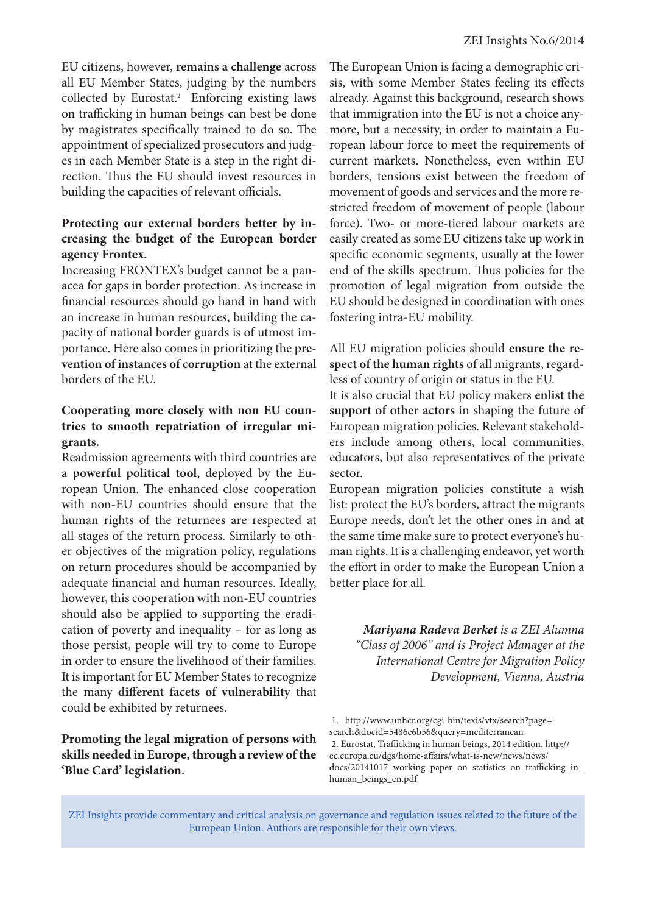EU citizens, however, **remains a challenge** across all EU Member States, judging by the numbers collected by Eurostat.[2] Enforcing existing laws on trafficking in human beings can best be done by magistrates specifically trained to do so. The appointment of specialized prosecutors and judges in each Member State is a step in the right direction. Thus the EU should invest resources in building the capacities of relevant officials.

**Protecting our external borders better by increasing the budget of the European border agency Frontex.**

Increasing FRONTEX's budget cannot be a panacea for gaps in border protection. As increase in financial resources should go hand in hand with an increase in human resources, building the capacity of national border guards is of utmost importance. Here also comes in prioritizing the **prevention of instances of corruption** at the external borders of the EU.

**Cooperating more closely with non EU countries to smooth repatriation of irregular migrants.**

Readmission agreements with third countries are a **powerful political tool**, deployed by the European Union. The enhanced close cooperation with non-EU countries should ensure that the human rights of the returnees are respected at all stages of the return process. Similarly to other objectives of the migration policy, regulations on return procedures should be accompanied by adequate financial and human resources. Ideally, however, this cooperation with non-EU countries should also be applied to supporting the eradication of poverty and inequality – for as long as those persist, people will try to come to Europe in order to ensure the livelihood of their families. It is important for EU Member States to recognize the many **different facets of vulnerability** that could be exhibited by returnees.

**Promoting the legal migration of persons with skills needed in Europe, through a review of the 'Blue Card' legislation.**

The European Union is facing a demographic crisis, with some Member States feeling its effects already. Against this background, research shows that immigration into the EU is not a choice anymore, but a necessity, in order to maintain a European labour force to meet the requirements of current markets. Nonetheless, even within EU borders, tensions exist between the freedom of movement of goods and services and the more restricted freedom of movement of people (labour force). Two- or more-tiered labour markets are easily created as some EU citizens take up work in specific economic segments, usually at the lower end of the skills spectrum. Thus policies for the promotion of legal migration from outside the EU should be designed in coordination with ones fostering intra-EU mobility.

All EU migration policies should **ensure the respect of the human rights** of all migrants, regardless of country of origin or status in the EU.

It is also crucial that EU policy makers **enlist the support of other actors** in shaping the future of European migration policies. Relevant stakeholders include among others, local communities, educators, but also representatives of the private sector.

European migration policies constitute a wish list: protect the EU's borders, attract the migrants Europe needs, don't let the other ones in and at the same time make sure to protect everyone's human rights. It is a challenging endeavor, yet worth the effort in order to make the European Union a better place for all.

***Mariyana Radeva Berket** is a ZEI Alumna "Class of 2006" and is Project Manager at the International Centre for Migration Policy Development, Vienna, Austria*

1. http://www.unhcr.org/cgi-bin/texis/vtx/search?page=-search&docid=5486e6b56&query=mediterranean
2. Eurostat, Trafficking in human beings, 2014 edition. http://ec.europa.eu/dgs/home-affairs/what-is-new/news/news/docs/20141017_working_paper_on_statistics_on_trafficking_in_human_beings_en.pdf

ZEI Insights provide commentary and critical analysis on governance and regulation issues related to the future of the European Union. Authors are responsible for their own views.